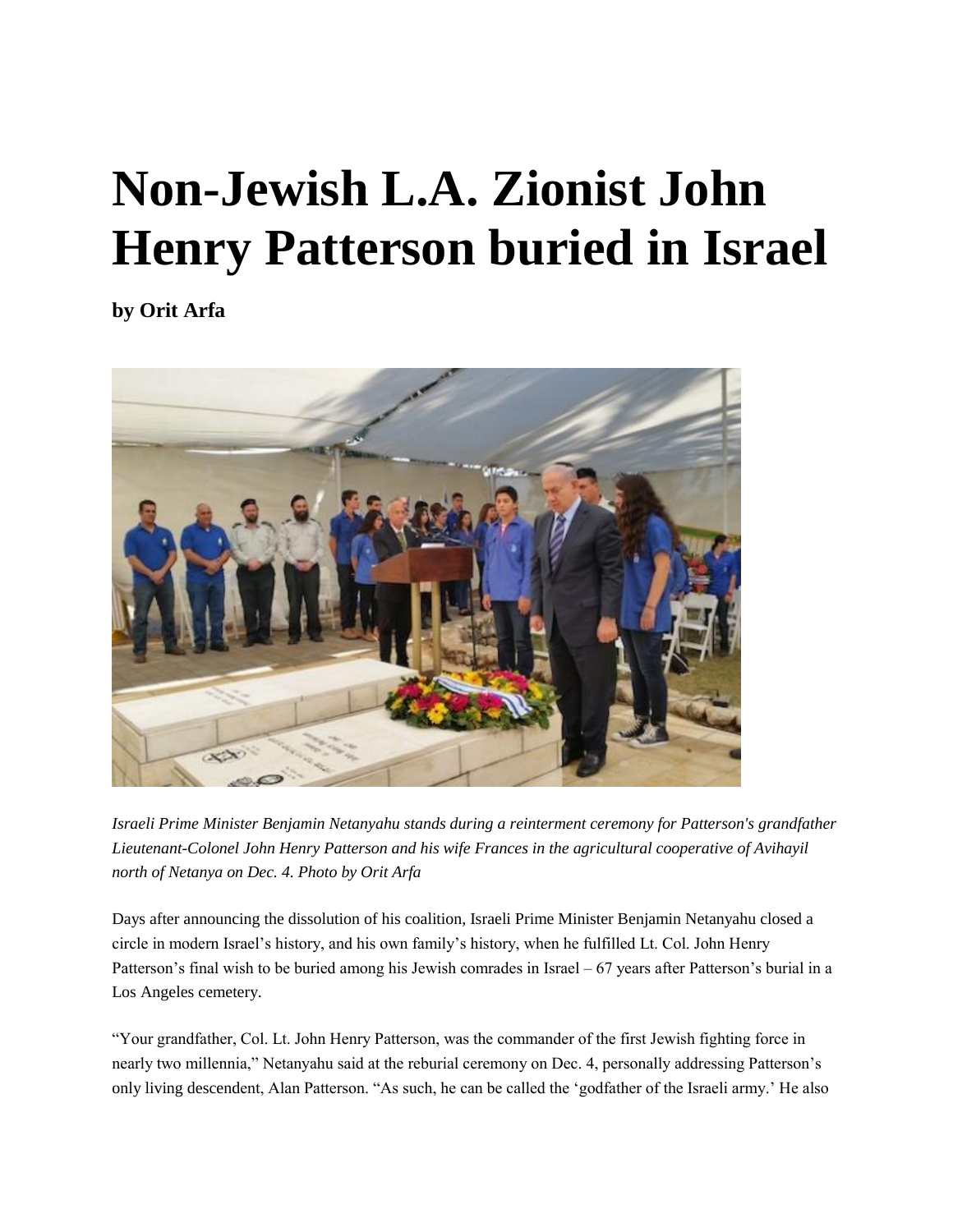# Non-Jewish L.A. Zionist John Henry Patterson buried in Israel

**by Orit Arfa**

*Israeli Prime Minister Benjamin Netanyahu stands during a reinterment ceremony for Patterson's grandfather Lieutenant-Colonel John Henry Patterson and his wife Frances in the agricultural cooperative of Avihayil north of Netanya on Dec. 4. Photo by Orit Arfa*

Days after announcing the dissolution of his coalition, Israeli Prime Minister Benjamin Netanyahu closed a circle in modern Israel's history, and his own family's history, when he fulfilled Lt. Col. John Henry Patterson's final wish to be buried among his Jewish comrades in Israel – 67 years after Patterson's burial in a Los Angeles cemetery.

"Your grandfather, Col. Lt. John Henry Patterson, was the commander of the first Jewish fighting force in nearly two millennia," Netanyahu said at the reburial ceremony on Dec. 4, personally addressing Patterson's only living descendent, Alan Patterson. "As such, he can be called the 'godfather of the Israeli army.' He also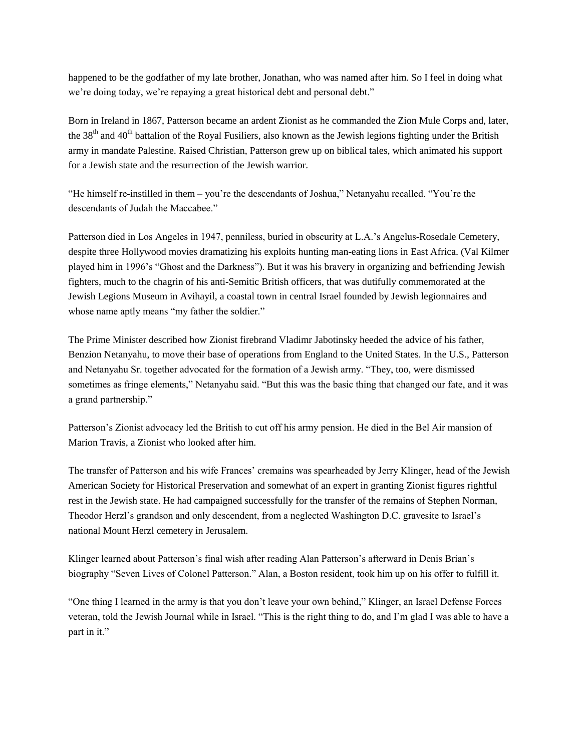happened to be the godfather of my late brother, Jonathan, who was named after him. So I feel in doing what we're doing today, we're repaying a great historical debt and personal debt."

Born in Ireland in 1867, Patterson became an ardent Zionist as he commanded the Zion Mule Corps and, later, the 38th and 40th battalion of the Royal Fusiliers, also known as the Jewish legions fighting under the British army in mandate Palestine. Raised Christian, Patterson grew up on biblical tales, which animated his support for a Jewish state and the resurrection of the Jewish warrior.

"He himself re-instilled in them – you're the descendants of Joshua," Netanyahu recalled. "You're the descendants of Judah the Maccabee."

Patterson died in Los Angeles in 1947, penniless, buried in obscurity at L.A.'s Angelus-Rosedale Cemetery, despite three Hollywood movies dramatizing his exploits hunting man-eating lions in East Africa. (Val Kilmer played him in 1996's "Ghost and the Darkness"). But it was his bravery in organizing and befriending Jewish fighters, much to the chagrin of his anti-Semitic British officers, that was dutifully commemorated at the Jewish Legions Museum in Avihayil, a coastal town in central Israel founded by Jewish legionnaires and whose name aptly means "my father the soldier."

The Prime Minister described how Zionist firebrand Vladimr Jabotinsky heeded the advice of his father, Benzion Netanyahu, to move their base of operations from England to the United States. In the U.S., Patterson and Netanyahu Sr. together advocated for the formation of a Jewish army. "They, too, were dismissed sometimes as fringe elements," Netanyahu said. "But this was the basic thing that changed our fate, and it was a grand partnership."

Patterson's Zionist advocacy led the British to cut off his army pension. He died in the Bel Air mansion of Marion Travis, a Zionist who looked after him.

The transfer of Patterson and his wife Frances' cremains was spearheaded by Jerry Klinger, head of the Jewish American Society for Historical Preservation and somewhat of an expert in granting Zionist figures rightful rest in the Jewish state. He had campaigned successfully for the transfer of the remains of Stephen Norman, Theodor Herzl's grandson and only descendent, from a neglected Washington D.C. gravesite to Israel's national Mount Herzl cemetery in Jerusalem.

Klinger learned about Patterson's final wish after reading Alan Patterson's afterward in Denis Brian's biography "Seven Lives of Colonel Patterson." Alan, a Boston resident, took him up on his offer to fulfill it.

"One thing I learned in the army is that you don't leave your own behind," Klinger, an Israel Defense Forces veteran, told the Jewish Journal while in Israel. "This is the right thing to do, and I'm glad I was able to have a part in it."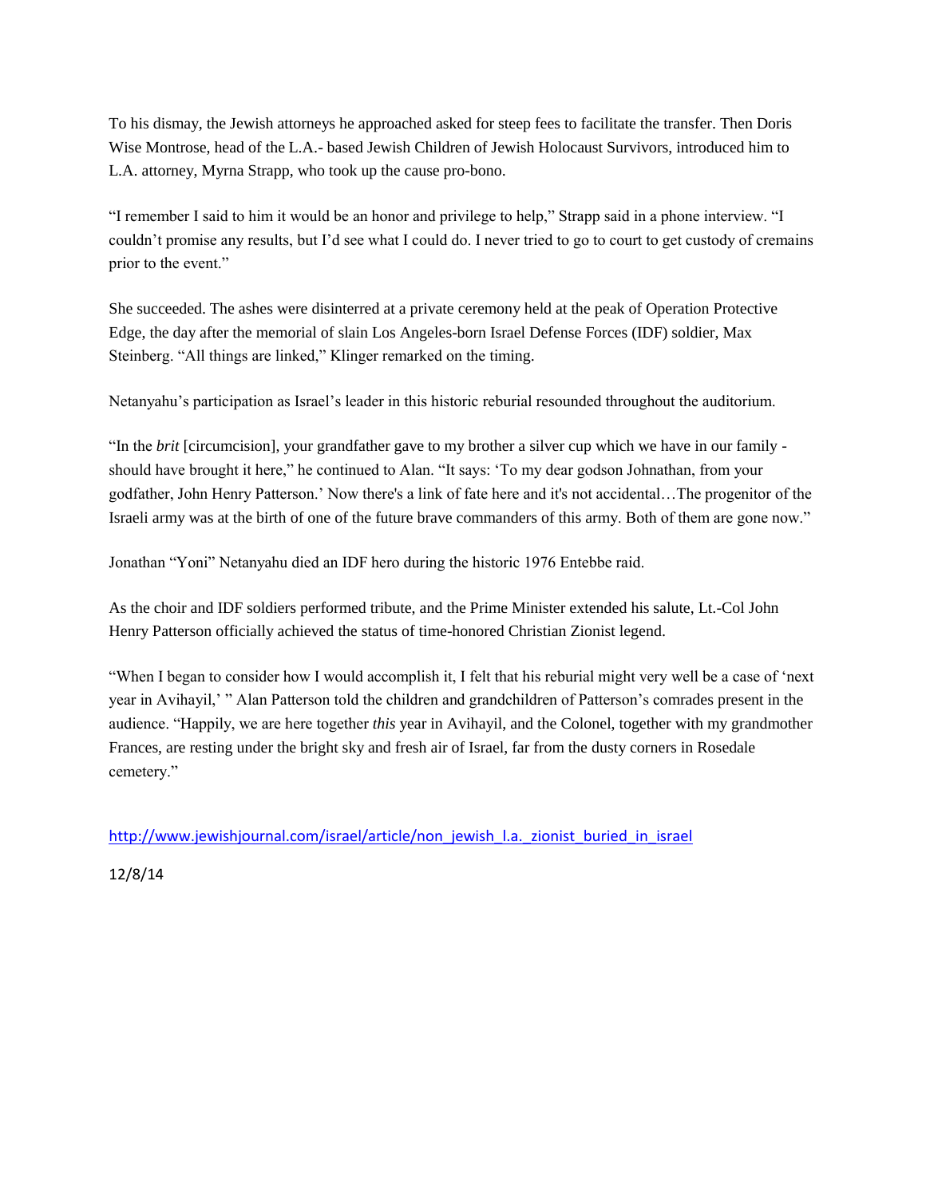To his dismay, the Jewish attorneys he approached asked for steep fees to facilitate the transfer. Then Doris Wise Montrose, head of the L.A.- based Jewish Children of Jewish Holocaust Survivors, introduced him to L.A. attorney, Myrna Strapp, who took up the cause pro-bono.

"I remember I said to him it would be an honor and privilege to help," Strapp said in a phone interview. "I couldn't promise any results, but I'd see what I could do. I never tried to go to court to get custody of cremains prior to the event."

She succeeded. The ashes were disinterred at a private ceremony held at the peak of Operation Protective Edge, the day after the memorial of slain Los Angeles-born Israel Defense Forces (IDF) soldier, Max Steinberg. "All things are linked," Klinger remarked on the timing.

Netanyahu's participation as Israel's leader in this historic reburial resounded throughout the auditorium.

"In the *brit* [circumcision], your grandfather gave to my brother a silver cup which we have in our family - should have brought it here," he continued to Alan. "It says: 'To my dear godson Johnathan, from your godfather, John Henry Patterson.' Now there's a link of fate here and it's not accidental…The progenitor of the Israeli army was at the birth of one of the future brave commanders of this army. Both of them are gone now."

Jonathan "Yoni" Netanyahu died an IDF hero during the historic 1976 Entebbe raid.

As the choir and IDF soldiers performed tribute, and the Prime Minister extended his salute, Lt.-Col John Henry Patterson officially achieved the status of time-honored Christian Zionist legend.

"When I began to consider how I would accomplish it, I felt that his reburial might very well be a case of 'next year in Avihayil,' " Alan Patterson told the children and grandchildren of Patterson's comrades present in the audience. "Happily, we are here together *this* year in Avihayil, and the Colonel, together with my grandmother Frances, are resting under the bright sky and fresh air of Israel, far from the dusty corners in Rosedale cemetery."

http://www.jewishjournal.com/israel/article/non_jewish_l.a._zionist_buried_in_israel

12/8/14